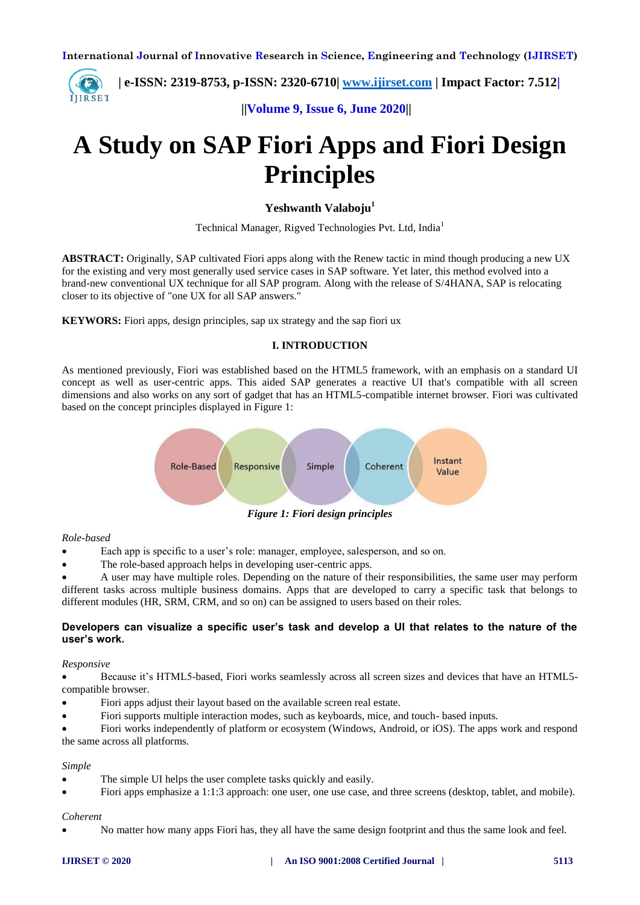# A Study on SAP Fiori Apps and Fiori Design Principles

**Yeshwanth Valaboju**[1]

Technical Manager, Rigved Technologies Pvt. Ltd, India[1]

**ABSTRACT:** Originally, SAP cultivated Fiori apps along with the Renew tactic in mind though producing a new UX for the existing and very most generally used service cases in SAP software. Yet later, this method evolved into a brand-new conventional UX technique for all SAP program. Along with the release of S/4HANA, SAP is relocating closer to its objective of "one UX for all SAP answers."

**KEYWORS:** Fiori apps, design principles, sap ux strategy and the sap fiori ux

## I. INTRODUCTION

As mentioned previously, Fiori was established based on the HTML5 framework, with an emphasis on a standard UI concept as well as user-centric apps. This aided SAP generates a reactive UI that's compatible with all screen dimensions and also works on any sort of gadget that has an HTML5-compatible internet browser. Fiori was cultivated based on the concept principles displayed in Figure 1:

Role-Based | Responsive | Simple | Coherent | Instant Value

*Figure 1: Fiori design principles*

*Role-based*

- Each app is specific to a user's role: manager, employee, salesperson, and so on.
- The role-based approach helps in developing user-centric apps.
- A user may have multiple roles. Depending on the nature of their responsibilities, the same user may perform different tasks across multiple business domains. Apps that are developed to carry a specific task that belongs to different modules (HR, SRM, CRM, and so on) can be assigned to users based on their roles.

**Developers can visualize a specific user's task and develop a UI that relates to the nature of the user's work.**

*Responsive*

- Because it's HTML5-based, Fiori works seamlessly across all screen sizes and devices that have an HTML5-compatible browser.
- Fiori apps adjust their layout based on the available screen real estate.
- Fiori supports multiple interaction modes, such as keyboards, mice, and touch- based inputs.
- Fiori works independently of platform or ecosystem (Windows, Android, or iOS). The apps work and respond the same across all platforms.

*Simple*

- The simple UI helps the user complete tasks quickly and easily.
- Fiori apps emphasize a 1:1:3 approach: one user, one use case, and three screens (desktop, tablet, and mobile).

*Coherent*

- No matter how many apps Fiori has, they all have the same design footprint and thus the same look and feel.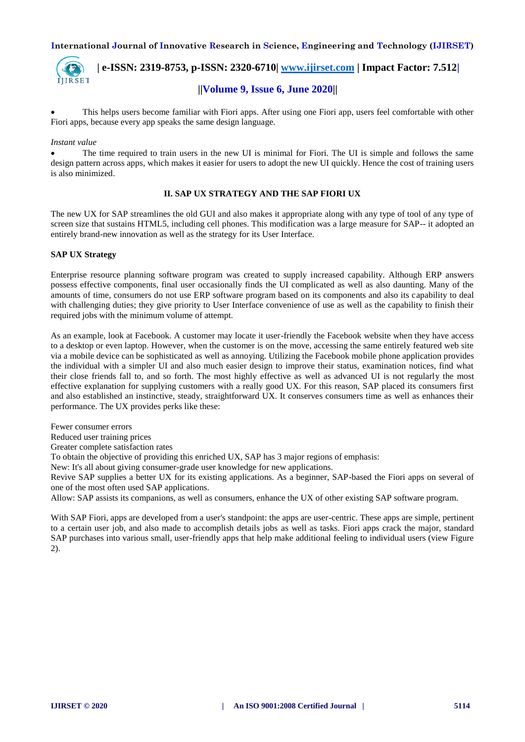- This helps users become familiar with Fiori apps. After using one Fiori app, users feel comfortable with other Fiori apps, because every app speaks the same design language.

*Instant value*

- The time required to train users in the new UI is minimal for Fiori. The UI is simple and follows the same design pattern across apps, which makes it easier for users to adopt the new UI quickly. Hence the cost of training users is also minimized.

## II. SAP UX STRATEGY AND THE SAP FIORI UX

The new UX for SAP streamlines the old GUI and also makes it appropriate along with any type of tool of any type of screen size that sustains HTML5, including cell phones. This modification was a large measure for SAP-- it adopted an entirely brand-new innovation as well as the strategy for its User Interface.

### SAP UX Strategy

Enterprise resource planning software program was created to supply increased capability. Although ERP answers possess effective components, final user occasionally finds the UI complicated as well as also daunting. Many of the amounts of time, consumers do not use ERP software program based on its components and also its capability to deal with challenging duties; they give priority to User Interface convenience of use as well as the capability to finish their required jobs with the minimum volume of attempt.

As an example, look at Facebook. A customer may locate it user-friendly the Facebook website when they have access to a desktop or even laptop. However, when the customer is on the move, accessing the same entirely featured web site via a mobile device can be sophisticated as well as annoying. Utilizing the Facebook mobile phone application provides the individual with a simpler UI and also much easier design to improve their status, examination notices, find what their close friends fall to, and so forth. The most highly effective as well as advanced UI is not regularly the most effective explanation for supplying customers with a really good UX. For this reason, SAP placed its consumers first and also established an instinctive, steady, straightforward UX. It conserves consumers time as well as enhances their performance. The UX provides perks like these:

Fewer consumer errors
Reduced user training prices
Greater complete satisfaction rates
To obtain the objective of providing this enriched UX, SAP has 3 major regions of emphasis:
New: It's all about giving consumer-grade user knowledge for new applications.
Revive SAP supplies a better UX for its existing applications. As a beginner, SAP-based the Fiori apps on several of one of the most often used SAP applications.
Allow: SAP assists its companions, as well as consumers, enhance the UX of other existing SAP software program.

With SAP Fiori, apps are developed from a user's standpoint: the apps are user-centric. These apps are simple, pertinent to a certain user job, and also made to accomplish details jobs as well as tasks. Fiori apps crack the major, standard SAP purchases into various small, user-friendly apps that help make additional feeling to individual users (view Figure 2).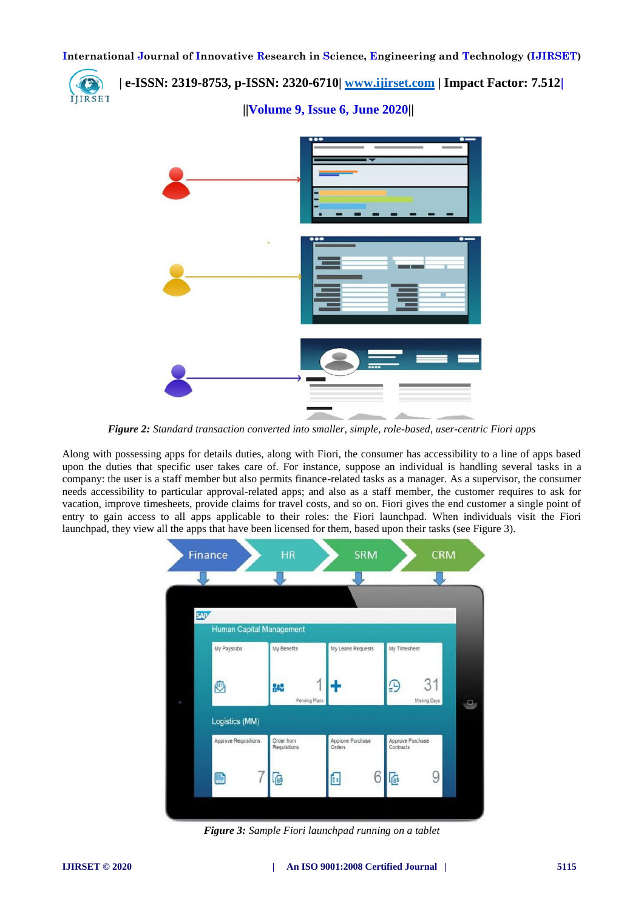*Figure 2: Standard transaction converted into smaller, simple, role-based, user-centric Fiori apps*

Along with possessing apps for details duties, along with Fiori, the consumer has accessibility to a line of apps based upon the duties that specific user takes care of. For instance, suppose an individual is handling several tasks in a company: the user is a staff member but also permits finance-related tasks as a manager. As a supervisor, the consumer needs accessibility to particular approval-related apps; and also as a staff member, the customer requires to ask for vacation, improve timesheets, provide claims for travel costs, and so on. Fiori gives the end customer a single point of entry to gain access to all apps applicable to their roles: the Fiori launchpad. When individuals visit the Fiori launchpad, they view all the apps that have been licensed for them, based upon their tasks (see Figure 3).

*Figure 3: Sample Fiori launchpad running on a tablet*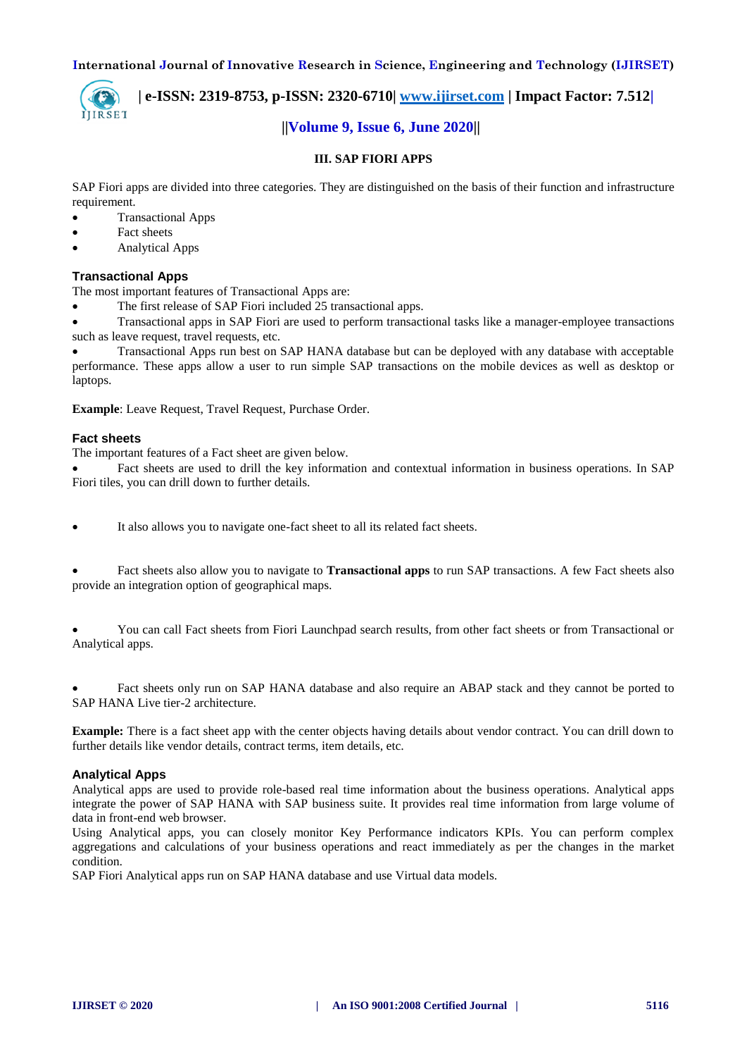## III. SAP FIORI APPS

SAP Fiori apps are divided into three categories. They are distinguished on the basis of their function and infrastructure requirement.

- Transactional Apps
- Fact sheets
- Analytical Apps

### Transactional Apps

The most important features of Transactional Apps are:

- The first release of SAP Fiori included 25 transactional apps.
- Transactional apps in SAP Fiori are used to perform transactional tasks like a manager-employee transactions such as leave request, travel requests, etc.
- Transactional Apps run best on SAP HANA database but can be deployed with any database with acceptable performance. These apps allow a user to run simple SAP transactions on the mobile devices as well as desktop or laptops.

**Example**: Leave Request, Travel Request, Purchase Order.

### Fact sheets

The important features of a Fact sheet are given below.

- Fact sheets are used to drill the key information and contextual information in business operations. In SAP Fiori tiles, you can drill down to further details.
- It also allows you to navigate one-fact sheet to all its related fact sheets.
- Fact sheets also allow you to navigate to **Transactional apps** to run SAP transactions. A few Fact sheets also provide an integration option of geographical maps.
- You can call Fact sheets from Fiori Launchpad search results, from other fact sheets or from Transactional or Analytical apps.
- Fact sheets only run on SAP HANA database and also require an ABAP stack and they cannot be ported to SAP HANA Live tier-2 architecture.

**Example:** There is a fact sheet app with the center objects having details about vendor contract. You can drill down to further details like vendor details, contract terms, item details, etc.

### Analytical Apps

Analytical apps are used to provide role-based real time information about the business operations. Analytical apps integrate the power of SAP HANA with SAP business suite. It provides real time information from large volume of data in front-end web browser.

Using Analytical apps, you can closely monitor Key Performance indicators KPIs. You can perform complex aggregations and calculations of your business operations and react immediately as per the changes in the market condition.

SAP Fiori Analytical apps run on SAP HANA database and use Virtual data models.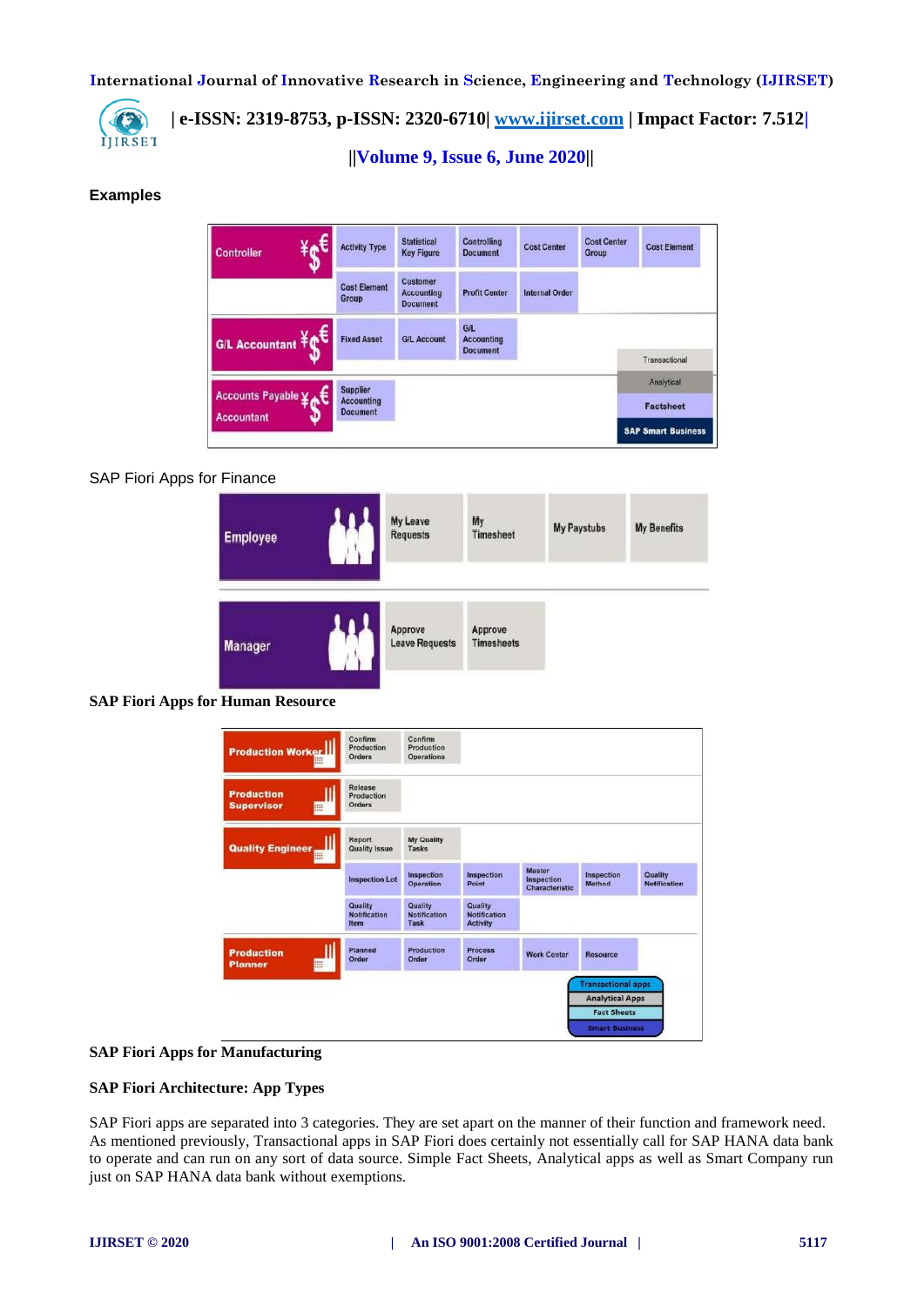**Examples**

| Role | Apps |
|---|---|
| Controller | Activity Type, Statistical Key Figure, Controlling Document, Cost Center, Cost Center Group, Cost Element, Cost Element Group, Customer Accounting Document, Profit Center, Internal Order |
| G/L Accountant | Fixed Asset, G/L Account, G/L Accounting Document |
| Accounts Payable Accountant | Supplier Accounting Document |

Legend: Transactional, Analytical, Factsheet, SAP Smart Business

SAP Fiori Apps for Finance

| Role | Apps |
|---|---|
| Employee | My Leave Requests, My Timesheet, My Paystubs, My Benefits |
| Manager | Approve Leave Requests, Approve Timesheets |

**SAP Fiori Apps for Human Resource**

| Role | Apps |
|---|---|
| Production Worker | Confirm Production Orders, Confirm Production Operations |
| Production Supervisor | Release Production Orders |
| Quality Engineer | Report Quality Issue, My Quality Tasks, Inspection Lot, Inspection Operation, Inspection Point, Master Inspection Characteristic, Inspection Method, Quality Notification, Quality Notification Item, Quality Notification Task, Quality Notification Activity |
| Production Planner | Planned Order, Production Order, Process Order, Work Center, Resource |

Legend: Transactional apps, Analytical Apps, Fact Sheets, Smart Business

**SAP Fiori Apps for Manufacturing**

**SAP Fiori Architecture: App Types**

SAP Fiori apps are separated into 3 categories. They are set apart on the manner of their function and framework need. As mentioned previously, Transactional apps in SAP Fiori does certainly not essentially call for SAP HANA data bank to operate and can run on any sort of data source. Simple Fact Sheets, Analytical apps as well as Smart Company run just on SAP HANA data bank without exemptions.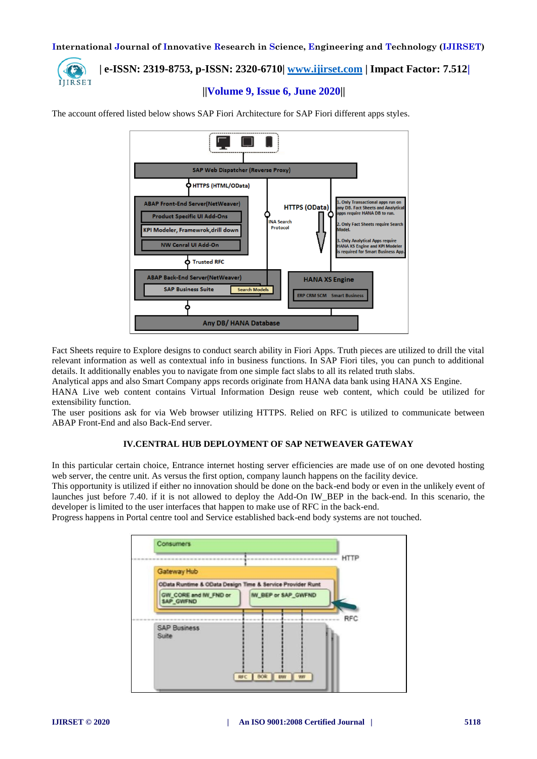The account offered listed below shows SAP Fiori Architecture for SAP Fiori different apps styles.

Fact Sheets require to Explore designs to conduct search ability in Fiori Apps. Truth pieces are utilized to drill the vital relevant information as well as contextual info in business functions. In SAP Fiori tiles, you can punch to additional details. It additionally enables you to navigate from one simple fact slabs to all its related truth slabs.
Analytical apps and also Smart Company apps records originate from HANA data bank using HANA XS Engine.
HANA Live web content contains Virtual Information Design reuse web content, which could be utilized for extensibility function.
The user positions ask for via Web browser utilizing HTTPS. Relied on RFC is utilized to communicate between ABAP Front-End and also Back-End server.

## IV.CENTRAL HUB DEPLOYMENT OF SAP NETWEAVER GATEWAY

In this particular certain choice, Entrance internet hosting server efficiencies are made use of on one devoted hosting web server, the centre unit. As versus the first option, company launch happens on the facility device.
This opportunity is utilized if either no innovation should be done on the back-end body or even in the unlikely event of launches just before 7.40. if it is not allowed to deploy the Add-On IW_BEP in the back-end. In this scenario, the developer is limited to the user interfaces that happen to make use of RFC in the back-end.
Progress happens in Portal centre tool and Service established back-end body systems are not touched.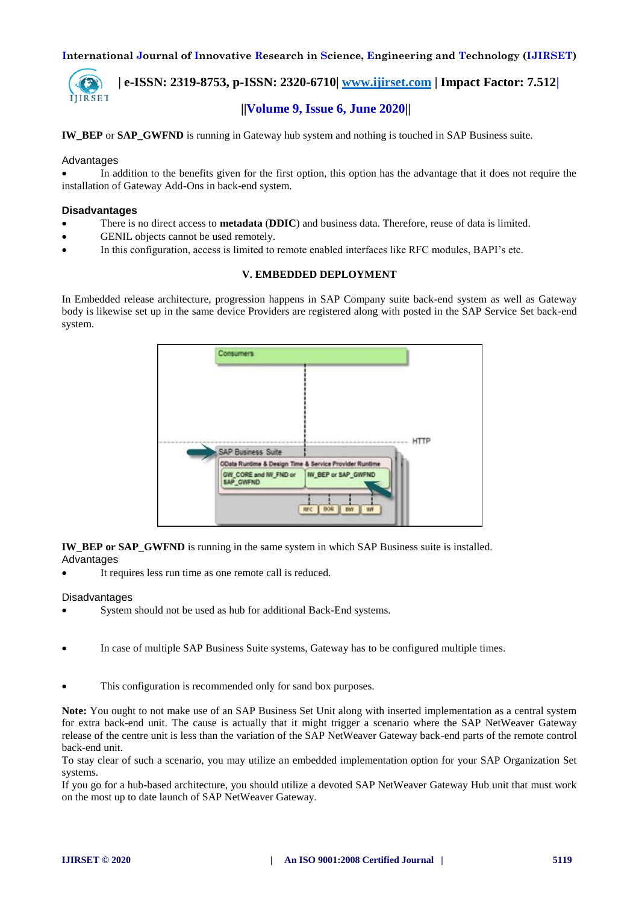**IW_BEP** or **SAP_GWFND** is running in Gateway hub system and nothing is touched in SAP Business suite.

Advantages

- In addition to the benefits given for the first option, this option has the advantage that it does not require the installation of Gateway Add-Ons in back-end system.

**Disadvantages**

- There is no direct access to **metadata** (**DDIC**) and business data. Therefore, reuse of data is limited.
- GENIL objects cannot be used remotely.
- In this configuration, access is limited to remote enabled interfaces like RFC modules, BAPI's etc.

## V. EMBEDDED DEPLOYMENT

In Embedded release architecture, progression happens in SAP Company suite back-end system as well as Gateway body is likewise set up in the same device Providers are registered along with posted in the SAP Service Set back-end system.

**IW_BEP or SAP_GWFND** is running in the same system in which SAP Business suite is installed.

Advantages

- It requires less run time as one remote call is reduced.

Disadvantages

- System should not be used as hub for additional Back-End systems.
- In case of multiple SAP Business Suite systems, Gateway has to be configured multiple times.
- This configuration is recommended only for sand box purposes.

**Note:** You ought to not make use of an SAP Business Set Unit along with inserted implementation as a central system for extra back-end unit. The cause is actually that it might trigger a scenario where the SAP NetWeaver Gateway release of the centre unit is less than the variation of the SAP NetWeaver Gateway back-end parts of the remote control back-end unit.

To stay clear of such a scenario, you may utilize an embedded implementation option for your SAP Organization Set systems.

If you go for a hub-based architecture, you should utilize a devoted SAP NetWeaver Gateway Hub unit that must work on the most up to date launch of SAP NetWeaver Gateway.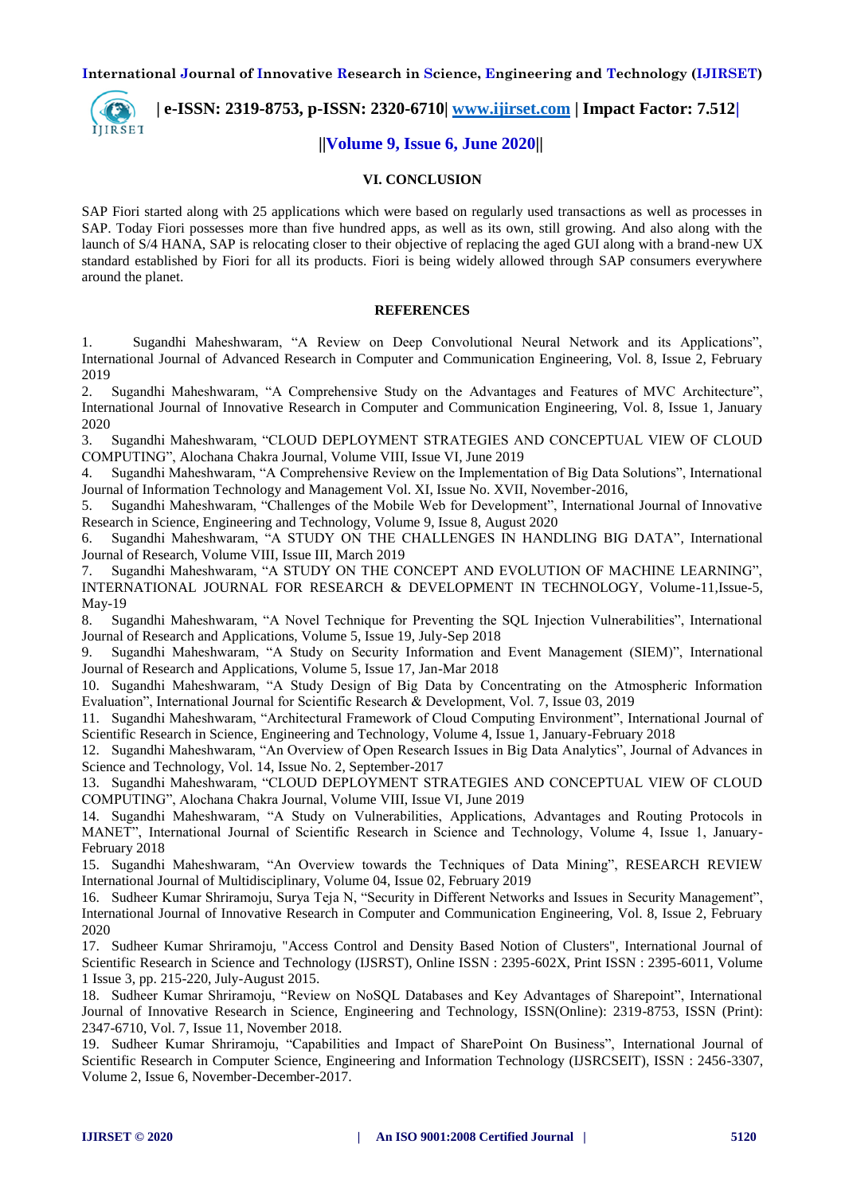## VI. CONCLUSION

SAP Fiori started along with 25 applications which were based on regularly used transactions as well as processes in SAP. Today Fiori possesses more than five hundred apps, as well as its own, still growing. And also along with the launch of S/4 HANA, SAP is relocating closer to their objective of replacing the aged GUI along with a brand-new UX standard established by Fiori for all its products. Fiori is being widely allowed through SAP consumers everywhere around the planet.

## REFERENCES

1. Sugandhi Maheshwaram, "A Review on Deep Convolutional Neural Network and its Applications", International Journal of Advanced Research in Computer and Communication Engineering, Vol. 8, Issue 2, February 2019
2. Sugandhi Maheshwaram, "A Comprehensive Study on the Advantages and Features of MVC Architecture", International Journal of Innovative Research in Computer and Communication Engineering, Vol. 8, Issue 1, January 2020
3. Sugandhi Maheshwaram, "CLOUD DEPLOYMENT STRATEGIES AND CONCEPTUAL VIEW OF CLOUD COMPUTING", Alochana Chakra Journal, Volume VIII, Issue VI, June 2019
4. Sugandhi Maheshwaram, "A Comprehensive Review on the Implementation of Big Data Solutions", International Journal of Information Technology and Management Vol. XI, Issue No. XVII, November-2016,
5. Sugandhi Maheshwaram, "Challenges of the Mobile Web for Development", International Journal of Innovative Research in Science, Engineering and Technology, Volume 9, Issue 8, August 2020
6. Sugandhi Maheshwaram, "A STUDY ON THE CHALLENGES IN HANDLING BIG DATA", International Journal of Research, Volume VIII, Issue III, March 2019
7. Sugandhi Maheshwaram, "A STUDY ON THE CONCEPT AND EVOLUTION OF MACHINE LEARNING", INTERNATIONAL JOURNAL FOR RESEARCH & DEVELOPMENT IN TECHNOLOGY, Volume-11,Issue-5, May-19
8. Sugandhi Maheshwaram, "A Novel Technique for Preventing the SQL Injection Vulnerabilities", International Journal of Research and Applications, Volume 5, Issue 19, July-Sep 2018
9. Sugandhi Maheshwaram, "A Study on Security Information and Event Management (SIEM)", International Journal of Research and Applications, Volume 5, Issue 17, Jan-Mar 2018
10. Sugandhi Maheshwaram, "A Study Design of Big Data by Concentrating on the Atmospheric Information Evaluation", International Journal for Scientific Research & Development, Vol. 7, Issue 03, 2019
11. Sugandhi Maheshwaram, "Architectural Framework of Cloud Computing Environment", International Journal of Scientific Research in Science, Engineering and Technology, Volume 4, Issue 1, January-February 2018
12. Sugandhi Maheshwaram, "An Overview of Open Research Issues in Big Data Analytics", Journal of Advances in Science and Technology, Vol. 14, Issue No. 2, September-2017
13. Sugandhi Maheshwaram, "CLOUD DEPLOYMENT STRATEGIES AND CONCEPTUAL VIEW OF CLOUD COMPUTING", Alochana Chakra Journal, Volume VIII, Issue VI, June 2019
14. Sugandhi Maheshwaram, "A Study on Vulnerabilities, Applications, Advantages and Routing Protocols in MANET", International Journal of Scientific Research in Science and Technology, Volume 4, Issue 1, January-February 2018
15. Sugandhi Maheshwaram, "An Overview towards the Techniques of Data Mining", RESEARCH REVIEW International Journal of Multidisciplinary, Volume 04, Issue 02, February 2019
16. Sudheer Kumar Shriramoju, Surya Teja N, "Security in Different Networks and Issues in Security Management", International Journal of Innovative Research in Computer and Communication Engineering, Vol. 8, Issue 2, February 2020
17. Sudheer Kumar Shriramoju, "Access Control and Density Based Notion of Clusters", International Journal of Scientific Research in Science and Technology (IJSRST), Online ISSN : 2395-602X, Print ISSN : 2395-6011, Volume 1 Issue 3, pp. 215-220, July-August 2015.
18. Sudheer Kumar Shriramoju, "Review on NoSQL Databases and Key Advantages of Sharepoint", International Journal of Innovative Research in Science, Engineering and Technology, ISSN(Online): 2319-8753, ISSN (Print): 2347-6710, Vol. 7, Issue 11, November 2018.
19. Sudheer Kumar Shriramoju, "Capabilities and Impact of SharePoint On Business", International Journal of Scientific Research in Computer Science, Engineering and Information Technology (IJSRCSEIT), ISSN : 2456-3307, Volume 2, Issue 6, November-December-2017.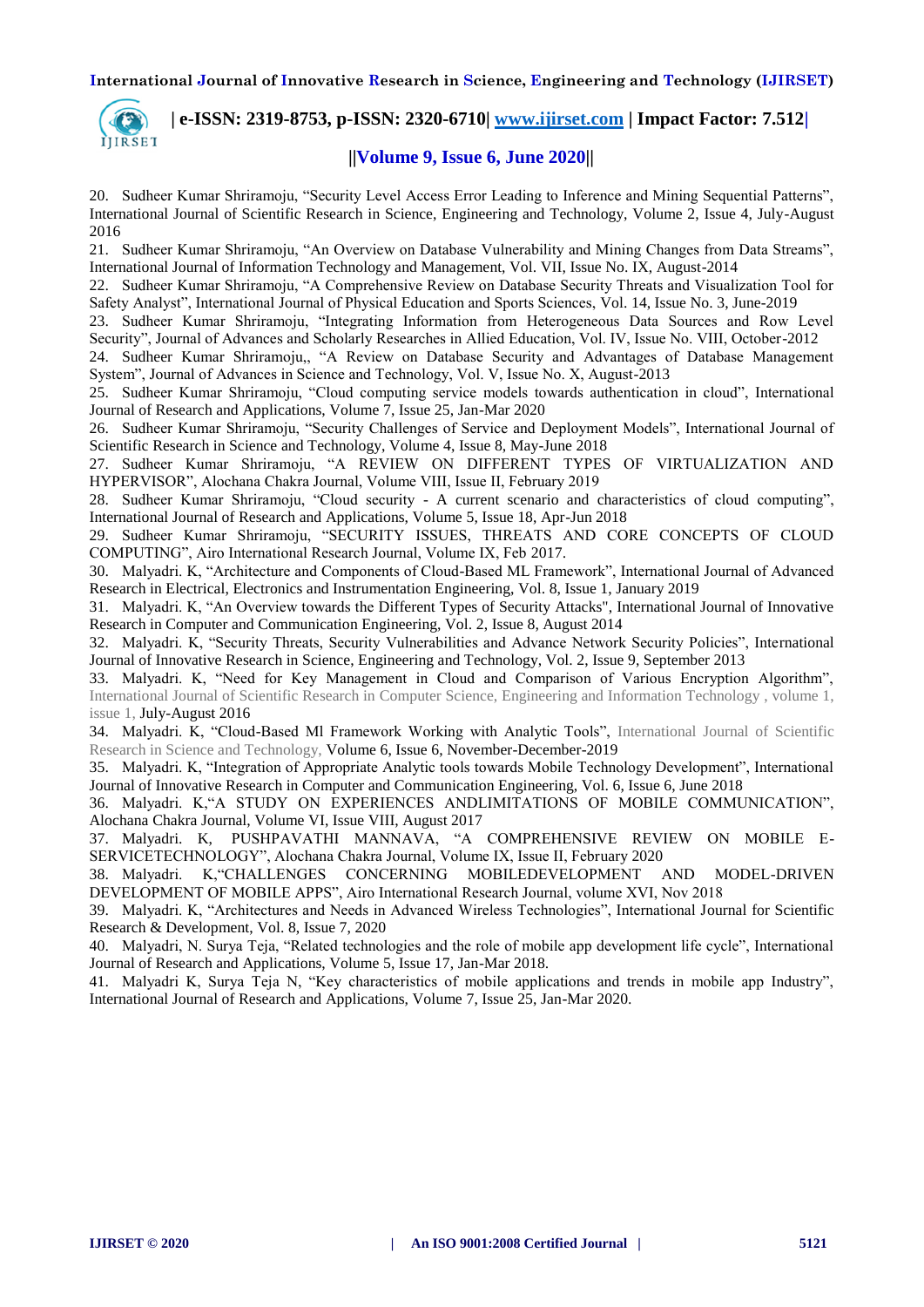20. Sudheer Kumar Shriramoju, "Security Level Access Error Leading to Inference and Mining Sequential Patterns", International Journal of Scientific Research in Science, Engineering and Technology, Volume 2, Issue 4, July-August 2016
21. Sudheer Kumar Shriramoju, "An Overview on Database Vulnerability and Mining Changes from Data Streams", International Journal of Information Technology and Management, Vol. VII, Issue No. IX, August-2014
22. Sudheer Kumar Shriramoju, "A Comprehensive Review on Database Security Threats and Visualization Tool for Safety Analyst", International Journal of Physical Education and Sports Sciences, Vol. 14, Issue No. 3, June-2019
23. Sudheer Kumar Shriramoju, "Integrating Information from Heterogeneous Data Sources and Row Level Security", Journal of Advances and Scholarly Researches in Allied Education, Vol. IV, Issue No. VIII, October-2012
24. Sudheer Kumar Shriramoju,, "A Review on Database Security and Advantages of Database Management System", Journal of Advances in Science and Technology, Vol. V, Issue No. X, August-2013
25. Sudheer Kumar Shriramoju, "Cloud computing service models towards authentication in cloud", International Journal of Research and Applications, Volume 7, Issue 25, Jan-Mar 2020
26. Sudheer Kumar Shriramoju, "Security Challenges of Service and Deployment Models", International Journal of Scientific Research in Science and Technology, Volume 4, Issue 8, May-June 2018
27. Sudheer Kumar Shriramoju, "A REVIEW ON DIFFERENT TYPES OF VIRTUALIZATION AND HYPERVISOR", Alochana Chakra Journal, Volume VIII, Issue II, February 2019
28. Sudheer Kumar Shriramoju, "Cloud security - A current scenario and characteristics of cloud computing", International Journal of Research and Applications, Volume 5, Issue 18, Apr-Jun 2018
29. Sudheer Kumar Shriramoju, "SECURITY ISSUES, THREATS AND CORE CONCEPTS OF CLOUD COMPUTING", Airo International Research Journal, Volume IX, Feb 2017.
30. Malyadri. K, "Architecture and Components of Cloud-Based ML Framework", International Journal of Advanced Research in Electrical, Electronics and Instrumentation Engineering, Vol. 8, Issue 1, January 2019
31. Malyadri. K, "An Overview towards the Different Types of Security Attacks", International Journal of Innovative Research in Computer and Communication Engineering, Vol. 2, Issue 8, August 2014
32. Malyadri. K, "Security Threats, Security Vulnerabilities and Advance Network Security Policies", International Journal of Innovative Research in Science, Engineering and Technology, Vol. 2, Issue 9, September 2013
33. Malyadri. K, "Need for Key Management in Cloud and Comparison of Various Encryption Algorithm", International Journal of Scientific Research in Computer Science, Engineering and Information Technology , volume 1, issue 1, July-August 2016
34. Malyadri. K, "Cloud-Based Ml Framework Working with Analytic Tools", International Journal of Scientific Research in Science and Technology, Volume 6, Issue 6, November-December-2019
35. Malyadri. K, "Integration of Appropriate Analytic tools towards Mobile Technology Development", International Journal of Innovative Research in Computer and Communication Engineering, Vol. 6, Issue 6, June 2018
36. Malyadri. K,"A STUDY ON EXPERIENCES ANDLIMITATIONS OF MOBILE COMMUNICATION", Alochana Chakra Journal, Volume VI, Issue VIII, August 2017
37. Malyadri. K, PUSHPAVATHI MANNAVA, "A COMPREHENSIVE REVIEW ON MOBILE E-SERVICETECHNOLOGY", Alochana Chakra Journal, Volume IX, Issue II, February 2020
38. Malyadri. K,"CHALLENGES CONCERNING MOBILEDEVELOPMENT AND MODEL-DRIVEN DEVELOPMENT OF MOBILE APPS", Airo International Research Journal, volume XVI, Nov 2018
39. Malyadri. K, "Architectures and Needs in Advanced Wireless Technologies", International Journal for Scientific Research & Development, Vol. 8, Issue 7, 2020
40. Malyadri, N. Surya Teja, "Related technologies and the role of mobile app development life cycle", International Journal of Research and Applications, Volume 5, Issue 17, Jan-Mar 2018.
41. Malyadri K, Surya Teja N, "Key characteristics of mobile applications and trends in mobile app Industry", International Journal of Research and Applications, Volume 7, Issue 25, Jan-Mar 2020.